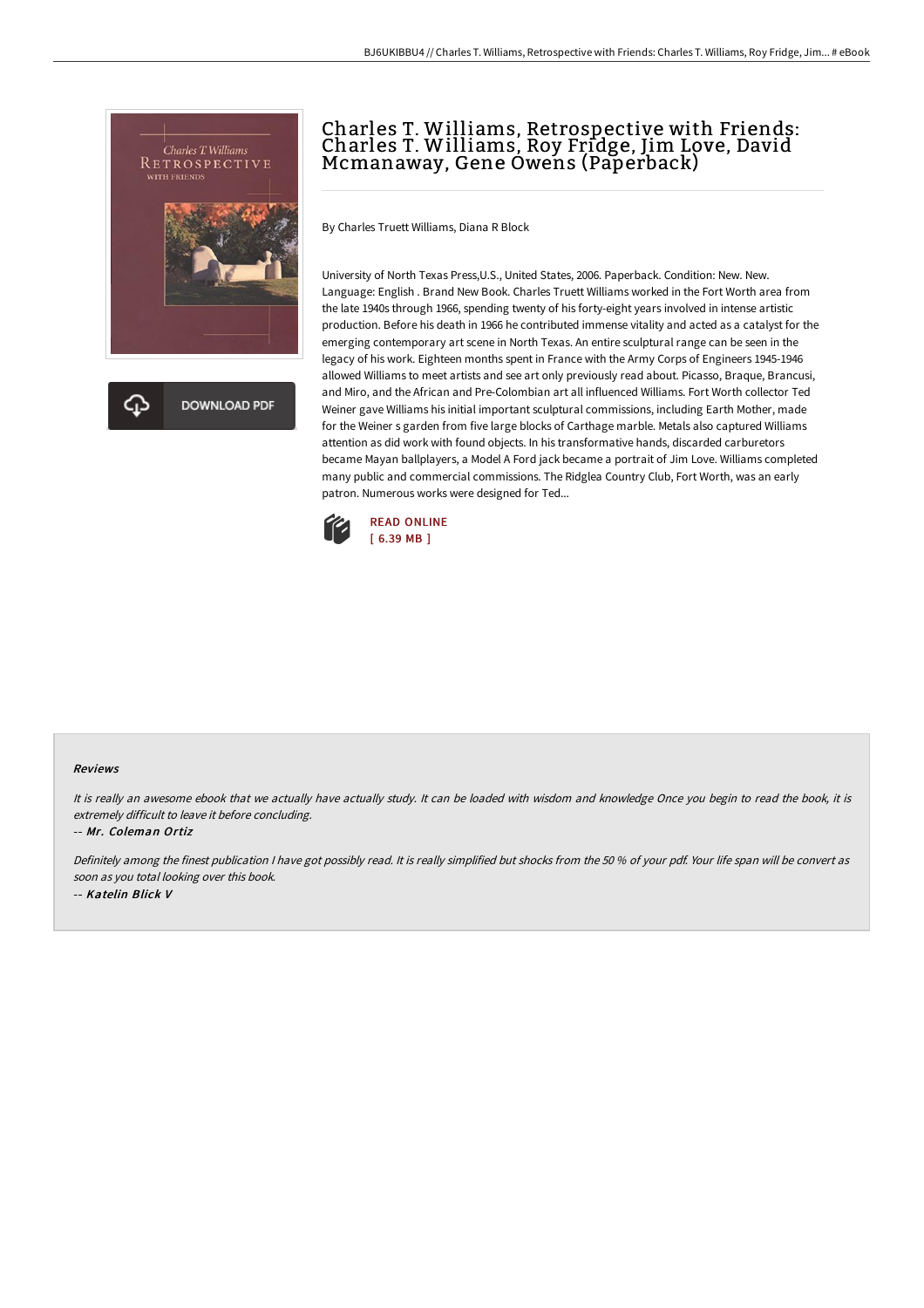# Charles T. Williams, Retrospective with Friends: Charles T. Williams, Roy Fridge, Jim Love, David Mcmanaway, Gene Owens (Paperback)

By Charles Truett Williams, Diana R Block

University of North Texas Press,U.S., United States, 2006. Paperback. Condition: New. New. Language: English . Brand New Book. Charles Truett Williams worked in the Fort Worth area from the late 1940s through 1966, spending twenty of his forty-eight years involved in intense artistic production. Before his death in 1966 he contributed immense vitality and acted as a catalyst for the emerging contemporary art scene in North Texas. An entire sculptural range can be seen in the legacy of his work. Eighteen months spent in France with the Army Corps of Engineers 1945-1946 allowed Williams to meet artists and see art only previously read about. Picasso, Braque, Brancusi, and Miro, and the African and Pre-Colombian art all influenced Williams. Fort Worth collector Ted Weiner gave Williams his initial important sculptural commissions, including Earth Mother, made for the Weiner s garden from five large blocks of Carthage marble. Metals also captured Williams attention as did work with found objects. In his transformative hands, discarded carburetors became Mayan ballplayers, a Model A Ford jack became a portrait of Jim Love. Williams completed many public and commercial commissions. The Ridglea Country Club, Fort Worth, was an early patron. Numerous works were designed for Ted...

READ ONLINE
[ 6.39 MB ]

DOWNLOAD PDF

### Reviews

*It is really an awesome ebook that we actually have actually study. It can be loaded with wisdom and knowledge Once you begin to read the book, it is extremely difficult to leave it before concluding.*

-- *Mr. Coleman Ortiz*

*Definitely among the finest publication I have got possibly read. It is really simplified but shocks from the 50 % of your pdf. Your life span will be convert as soon as you total looking over this book.*

-- *Katelin Blick V*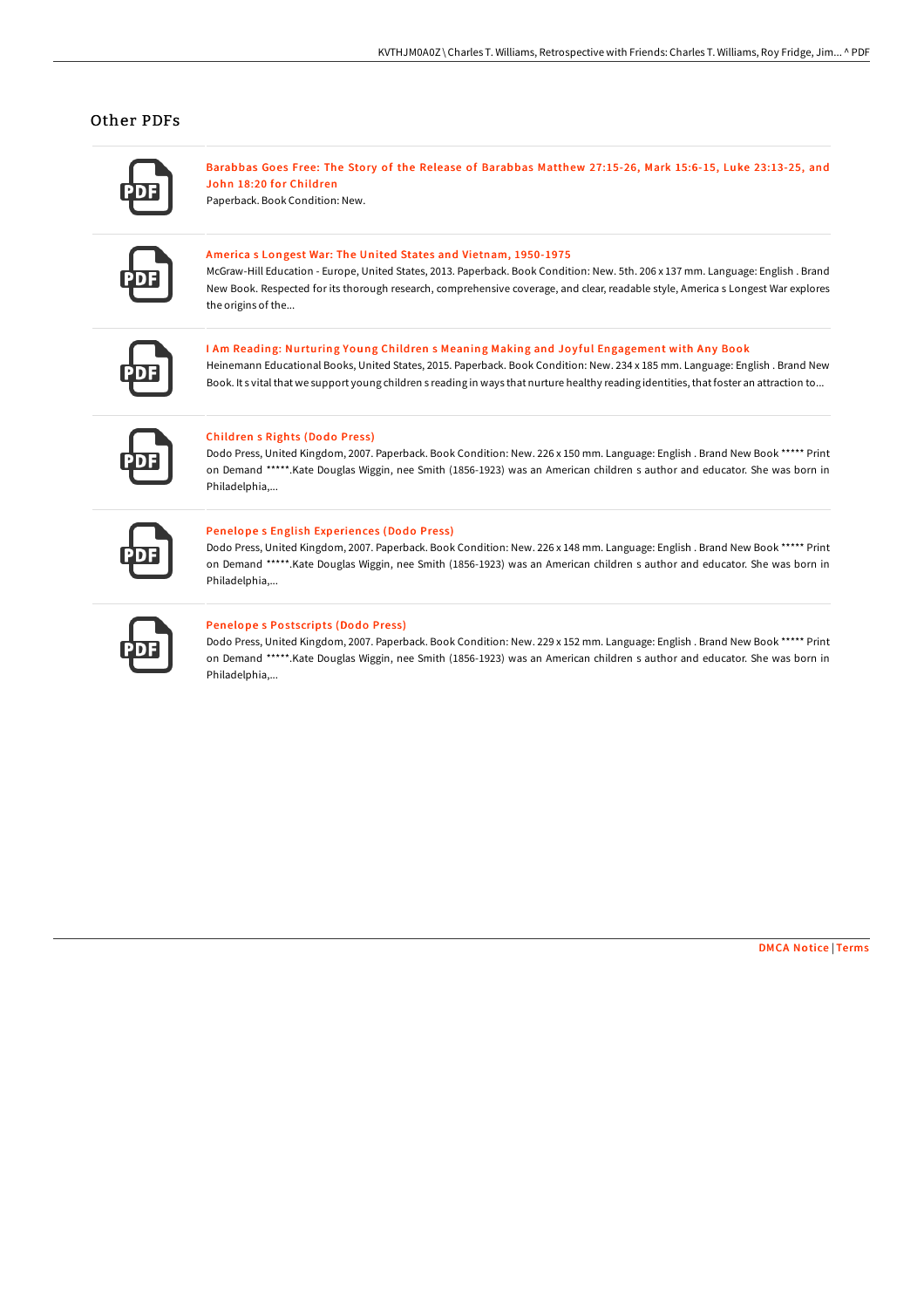## Other PDFs

**Barabbas Goes Free: The Story of the Release of Barabbas Matthew 27:15-26, Mark 15:6-15, Luke 23:13-25, and John 18:20 for Children**
Paperback. Book Condition: New.

**America s Longest War: The United States and Vietnam, 1950-1975**
McGraw-Hill Education - Europe, United States, 2013. Paperback. Book Condition: New. 5th. 206 x 137 mm. Language: English . Brand New Book. Respected for its thorough research, comprehensive coverage, and clear, readable style, America s Longest War explores the origins of the...

**I Am Reading: Nurturing Young Children s Meaning Making and Joyful Engagement with Any Book**
Heinemann Educational Books, United States, 2015. Paperback. Book Condition: New. 234 x 185 mm. Language: English . Brand New Book. It s vital that we support young children s reading in ways that nurture healthy reading identities, that foster an attraction to...

**Children s Rights (Dodo Press)**
Dodo Press, United Kingdom, 2007. Paperback. Book Condition: New. 226 x 150 mm. Language: English . Brand New Book ***** Print on Demand *****.Kate Douglas Wiggin, nee Smith (1856-1923) was an American children s author and educator. She was born in Philadelphia,...

**Penelope s English Experiences (Dodo Press)**
Dodo Press, United Kingdom, 2007. Paperback. Book Condition: New. 226 x 148 mm. Language: English . Brand New Book ***** Print on Demand *****.Kate Douglas Wiggin, nee Smith (1856-1923) was an American children s author and educator. She was born in Philadelphia,...

**Penelope s Postscripts (Dodo Press)**
Dodo Press, United Kingdom, 2007. Paperback. Book Condition: New. 229 x 152 mm. Language: English . Brand New Book ***** Print on Demand *****.Kate Douglas Wiggin, nee Smith (1856-1923) was an American children s author and educator. She was born in Philadelphia,...

DMCA Notice | Terms